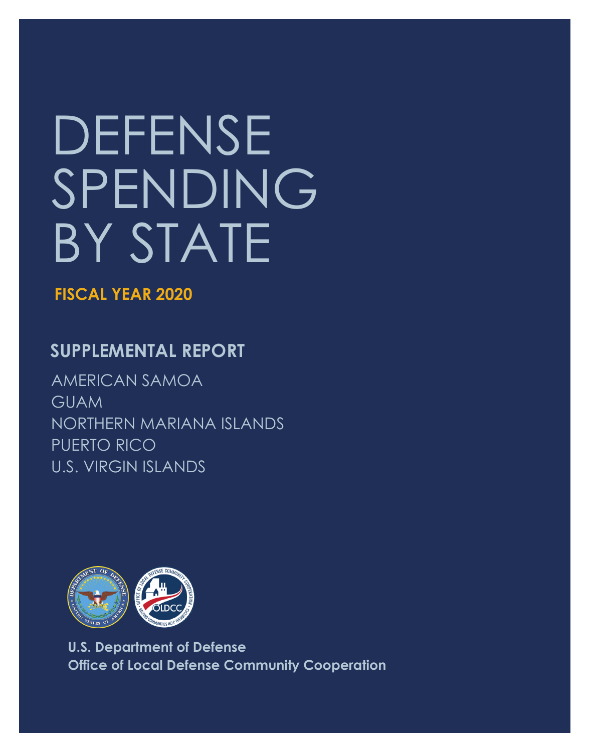# DEFENSE SPENDING BY STATE

**FISCAL YEAR 2020**

## SUPPLEMENTAL REPORT

AMERICAN SAMOA
GUAM
NORTHERN MARIANA ISLANDS
PUERTO RICO
U.S. VIRGIN ISLANDS

**U.S. Department of Defense**
**Office of Local Defense Community Cooperation**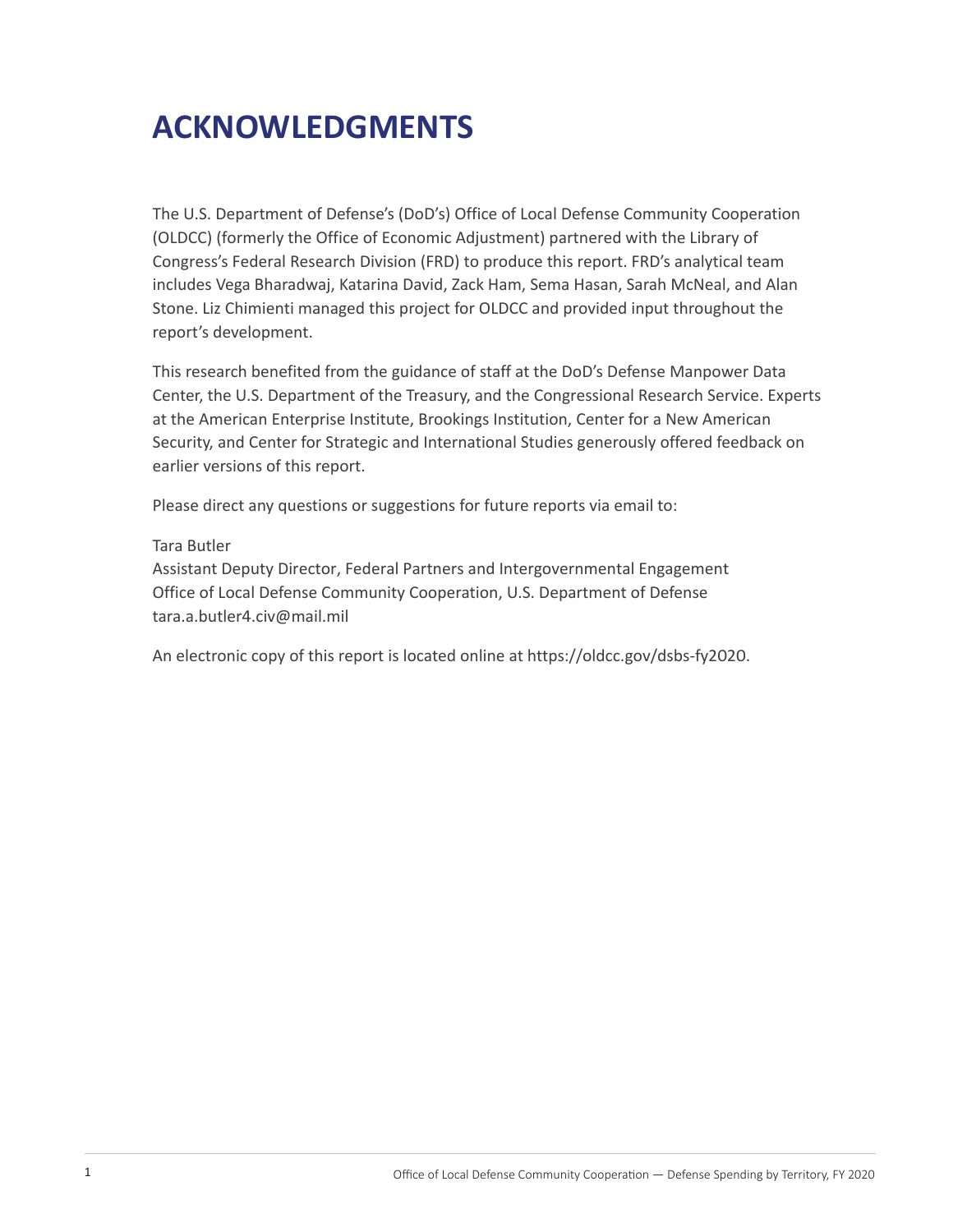# ACKNOWLEDGMENTS

The U.S. Department of Defense's (DoD's) Office of Local Defense Community Cooperation (OLDCC) (formerly the Office of Economic Adjustment) partnered with the Library of Congress's Federal Research Division (FRD) to produce this report. FRD's analytical team includes Vega Bharadwaj, Katarina David, Zack Ham, Sema Hasan, Sarah McNeal, and Alan Stone. Liz Chimienti managed this project for OLDCC and provided input throughout the report's development.

This research benefited from the guidance of staff at the DoD's Defense Manpower Data Center, the U.S. Department of the Treasury, and the Congressional Research Service. Experts at the American Enterprise Institute, Brookings Institution, Center for a New American Security, and Center for Strategic and International Studies generously offered feedback on earlier versions of this report.

Please direct any questions or suggestions for future reports via email to:

Tara Butler
Assistant Deputy Director, Federal Partners and Intergovernmental Engagement
Office of Local Defense Community Cooperation, U.S. Department of Defense
tara.a.butler4.civ@mail.mil

An electronic copy of this report is located online at https://oldcc.gov/dsbs-fy2020.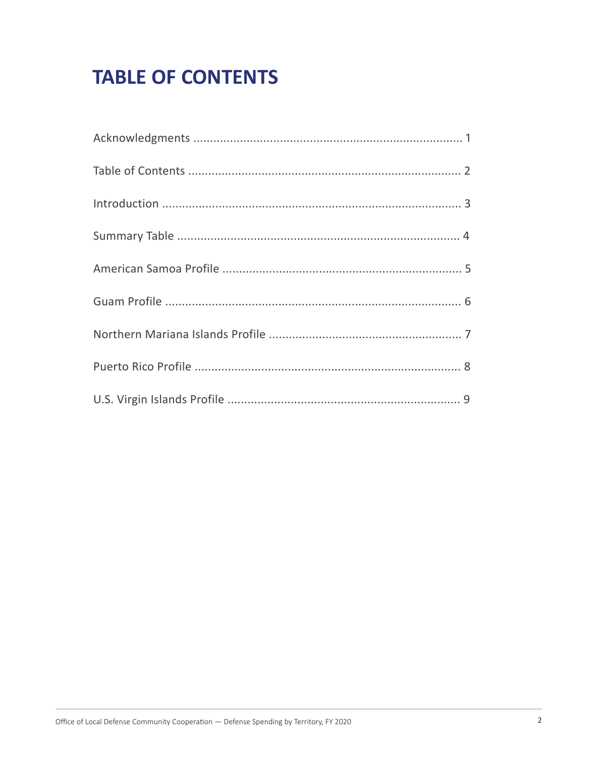# TABLE OF CONTENTS

Acknowledgments ................................................................................ 1

Table of Contents ................................................................................ 2

Introduction ........................................................................................ 3

Summary Table .................................................................................... 4

American Samoa Profile ...................................................................... 5

Guam Profile ........................................................................................ 6

Northern Mariana Islands Profile ........................................................ 7

Puerto Rico Profile ............................................................................... 8

U.S. Virgin Islands Profile ..................................................................... 9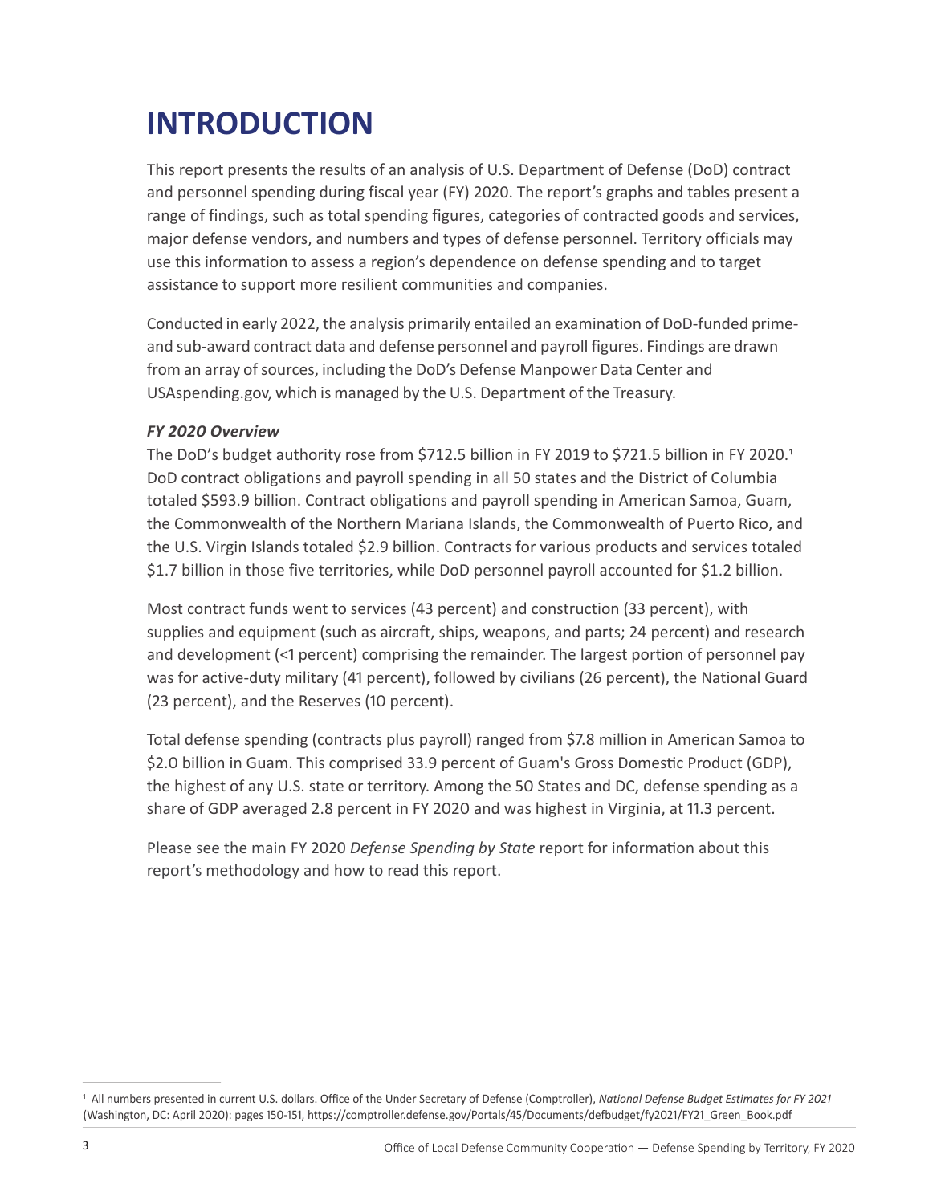# INTRODUCTION

This report presents the results of an analysis of U.S. Department of Defense (DoD) contract and personnel spending during fiscal year (FY) 2020. The report's graphs and tables present a range of findings, such as total spending figures, categories of contracted goods and services, major defense vendors, and numbers and types of defense personnel. Territory officials may use this information to assess a region's dependence on defense spending and to target assistance to support more resilient communities and companies.

Conducted in early 2022, the analysis primarily entailed an examination of DoD-funded prime- and sub-award contract data and defense personnel and payroll figures. Findings are drawn from an array of sources, including the DoD's Defense Manpower Data Center and USAspending.gov, which is managed by the U.S. Department of the Treasury.

***FY 2020 Overview***

The DoD's budget authority rose from $712.5 billion in FY 2019 to $721.5 billion in FY 2020.[1] DoD contract obligations and payroll spending in all 50 states and the District of Columbia totaled $593.9 billion. Contract obligations and payroll spending in American Samoa, Guam, the Commonwealth of the Northern Mariana Islands, the Commonwealth of Puerto Rico, and the U.S. Virgin Islands totaled $2.9 billion. Contracts for various products and services totaled $1.7 billion in those five territories, while DoD personnel payroll accounted for $1.2 billion.

Most contract funds went to services (43 percent) and construction (33 percent), with supplies and equipment (such as aircraft, ships, weapons, and parts; 24 percent) and research and development (<1 percent) comprising the remainder. The largest portion of personnel pay was for active-duty military (41 percent), followed by civilians (26 percent), the National Guard (23 percent), and the Reserves (10 percent).

Total defense spending (contracts plus payroll) ranged from $7.8 million in American Samoa to $2.0 billion in Guam. This comprised 33.9 percent of Guam's Gross Domestic Product (GDP), the highest of any U.S. state or territory. Among the 50 States and DC, defense spending as a share of GDP averaged 2.8 percent in FY 2020 and was highest in Virginia, at 11.3 percent.

Please see the main FY 2020 *Defense Spending by State* report for information about this report's methodology and how to read this report.

---

[1] All numbers presented in current U.S. dollars. Office of the Under Secretary of Defense (Comptroller), *National Defense Budget Estimates for FY 2021* (Washington, DC: April 2020): pages 150-151, https://comptroller.defense.gov/Portals/45/Documents/defbudget/fy2021/FY21_Green_Book.pdf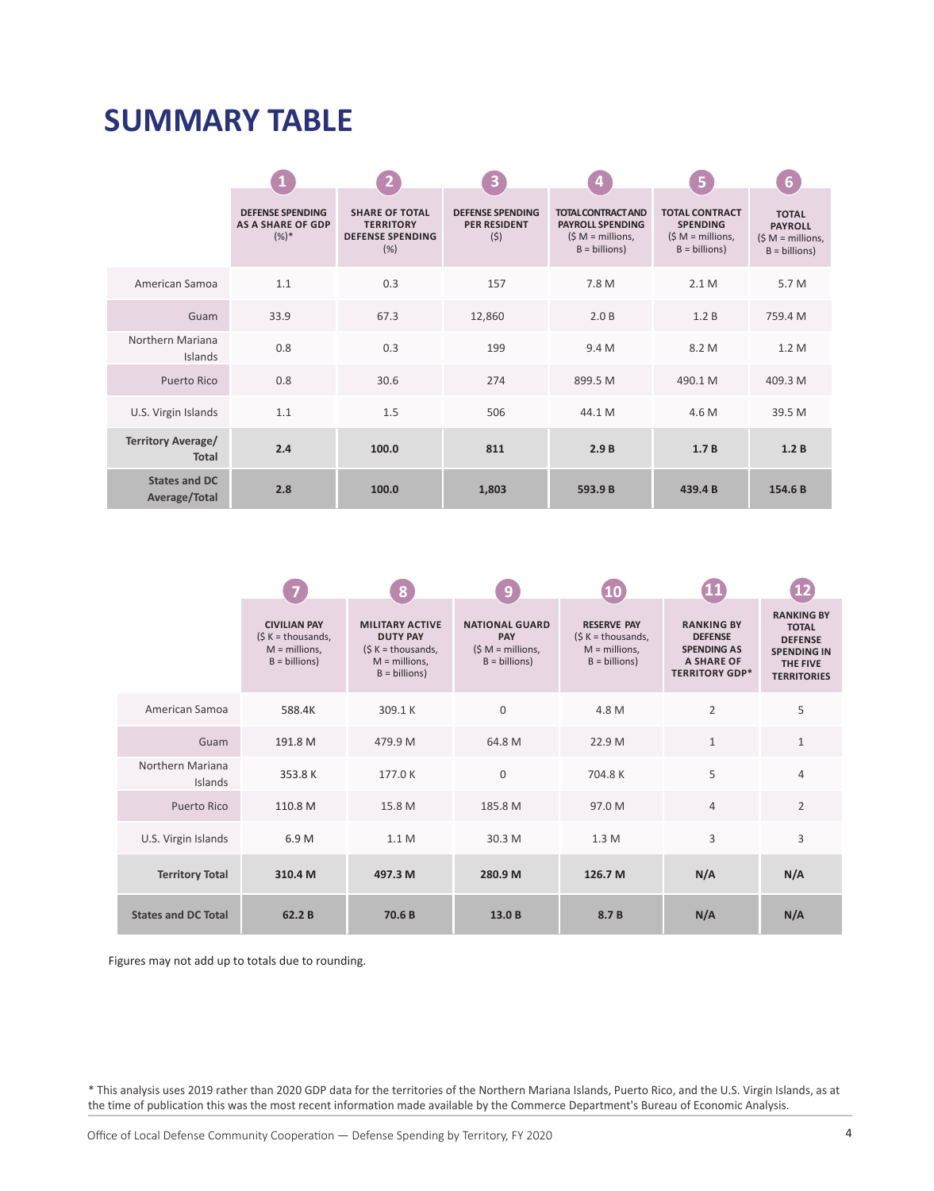# SUMMARY TABLE

| | 1 DEFENSE SPENDING AS A SHARE OF GDP (%)* | 2 SHARE OF TOTAL TERRITORY DEFENSE SPENDING (%) | 3 DEFENSE SPENDING PER RESIDENT ($) | 4 TOTAL CONTRACT AND PAYROLL SPENDING ($ M = millions, B = billions) | 5 TOTAL CONTRACT SPENDING ($ M = millions, B = billions) | 6 TOTAL PAYROLL ($ M = millions, B = billions) |
|---|---|---|---|---|---|---|
| American Samoa | 1.1 | 0.3 | 157 | 7.8 M | 2.1 M | 5.7 M |
| Guam | 33.9 | 67.3 | 12,860 | 2.0 B | 1.2 B | 759.4 M |
| Northern Mariana Islands | 0.8 | 0.3 | 199 | 9.4 M | 8.2 M | 1.2 M |
| Puerto Rico | 0.8 | 30.6 | 274 | 899.5 M | 490.1 M | 409.3 M |
| U.S. Virgin Islands | 1.1 | 1.5 | 506 | 44.1 M | 4.6 M | 39.5 M |
| **Territory Average/ Total** | **2.4** | **100.0** | **811** | **2.9 B** | **1.7 B** | **1.2 B** |
| **States and DC Average/Total** | **2.8** | **100.0** | **1,803** | **593.9 B** | **439.4 B** | **154.6 B** |

| | 7 CIVILIAN PAY ($ K = thousands, M = millions, B = billions) | 8 MILITARY ACTIVE DUTY PAY ($ K = thousands, M = millions, B = billions) | 9 NATIONAL GUARD PAY ($ M = millions, B = billions) | 10 RESERVE PAY ($ K = thousands, M = millions, B = billions) | 11 RANKING BY DEFENSE SPENDING AS A SHARE OF TERRITORY GDP* | 12 RANKING BY TOTAL DEFENSE SPENDING IN THE FIVE TERRITORIES |
|---|---|---|---|---|---|---|
| American Samoa | 588.4K | 309.1 K | 0 | 4.8 M | 2 | 5 |
| Guam | 191.8 M | 479.9 M | 64.8 M | 22.9 M | 1 | 1 |
| Northern Mariana Islands | 353.8 K | 177.0 K | 0 | 704.8 K | 5 | 4 |
| Puerto Rico | 110.8 M | 15.8 M | 185.8 M | 97.0 M | 4 | 2 |
| U.S. Virgin Islands | 6.9 M | 1.1 M | 30.3 M | 1.3 M | 3 | 3 |
| **Territory Total** | **310.4 M** | **497.3 M** | **280.9 M** | **126.7 M** | **N/A** | **N/A** |
| **States and DC Total** | **62.2 B** | **70.6 B** | **13.0 B** | **8.7 B** | **N/A** | **N/A** |

Figures may not add up to totals due to rounding.

* This analysis uses 2019 rather than 2020 GDP data for the territories of the Northern Mariana Islands, Puerto Rico, and the U.S. Virgin Islands, as at the time of publication this was the most recent information made available by the Commerce Department's Bureau of Economic Analysis.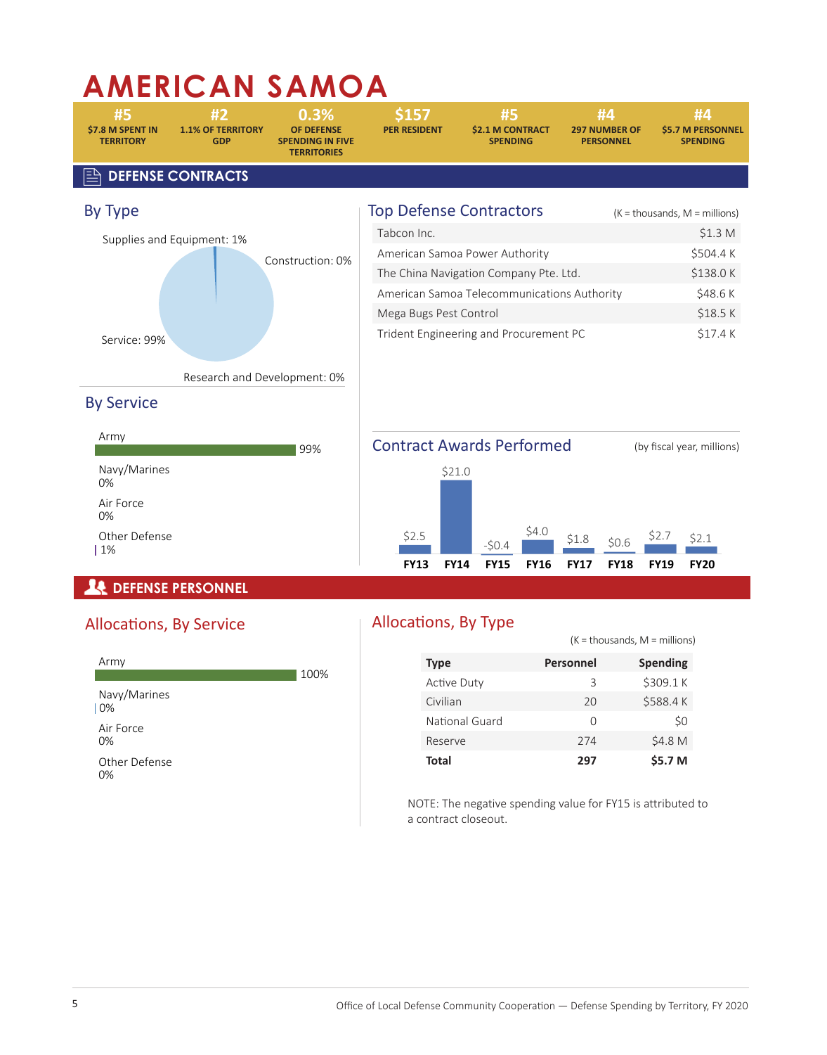# AMERICAN SAMOA

| #5 | #2 | 0.3% | $157 | #5 | #4 | #4 |
|---|---|---|---|---|---|---|
| $7.8 M SPENT IN TERRITORY | 1.1% OF TERRITORY GDP | OF DEFENSE SPENDING IN FIVE TERRITORIES | PER RESIDENT | $2.1 M CONTRACT SPENDING | 297 NUMBER OF PERSONNEL | $5.7 M PERSONNEL SPENDING |

## DEFENSE CONTRACTS

### By Type

Supplies and Equipment: 1%

Construction: 0%

Service: 99%

Research and Development: 0%

### By Service

Army 99%

Navy/Marines 0%

Air Force 0%

Other Defense 1%

### Top Defense Contractors

(K = thousands, M = millions)

| Contractor | Amount |
|---|---|
| Tabcon Inc. | $1.3 M |
| American Samoa Power Authority | $504.4 K |
| The China Navigation Company Pte. Ltd. | $138.0 K |
| American Samoa Telecommunications Authority | $48.6 K |
| Mega Bugs Pest Control | $18.5 K |
| Trident Engineering and Procurement PC | $17.4 K |

### Contract Awards Performed

(by fiscal year, millions)

| FY13 | FY14 | FY15 | FY16 | FY17 | FY18 | FY19 | FY20 |
|---|---|---|---|---|---|---|---|
| $2.5 | $21.0 | -$0.4 | $4.0 | $1.8 | $0.6 | $2.7 | $2.1 |

## DEFENSE PERSONNEL

### Allocations, By Service

Army 100%

Navy/Marines 0%

Air Force 0%

Other Defense 0%

### Allocations, By Type

(K = thousands, M = millions)

| Type | Personnel | Spending |
|---|---|---|
| Active Duty | 3 | $309.1 K |
| Civilian | 20 | $588.4 K |
| National Guard | 0 | $0 |
| Reserve | 274 | $4.8 M |
| **Total** | **297** | **$5.7 M** |

NOTE: The negative spending value for FY15 is attributed to a contract closeout.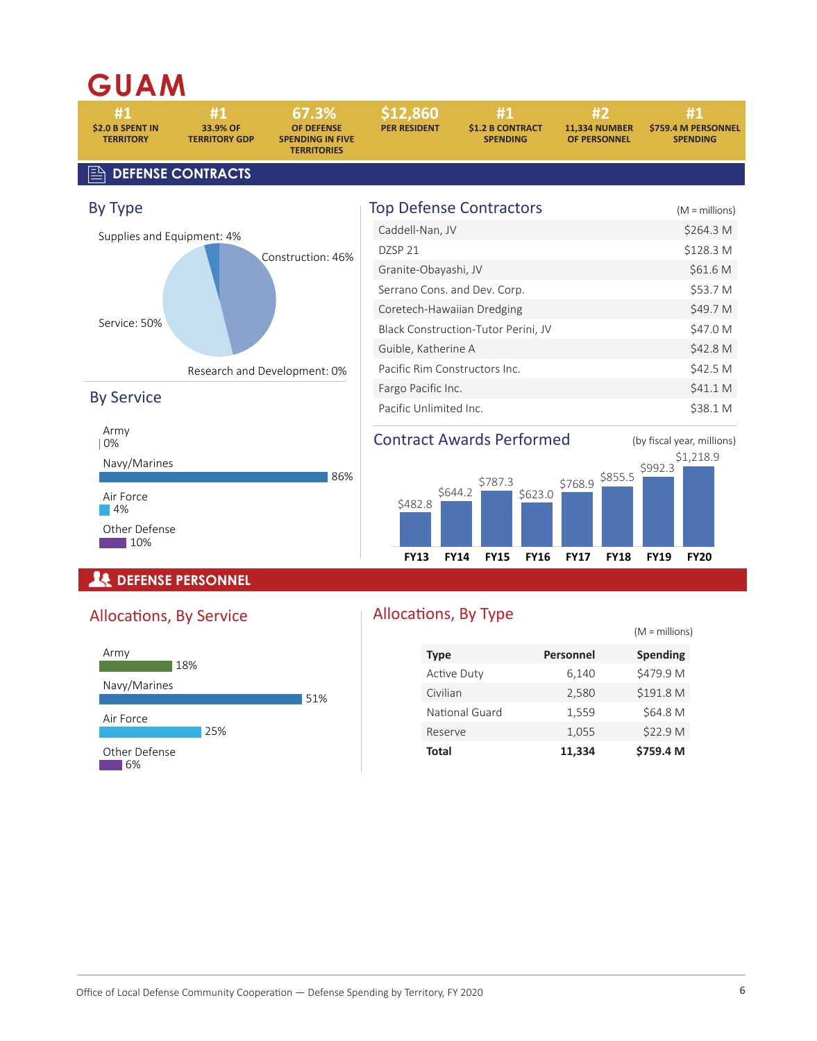# GUAM

| #1 | #1 | 67.3% | $12,860 | #1 | #2 | #1 |
|---|---|---|---|---|---|---|
| $2.0 B SPENT IN TERRITORY | 33.9% OF TERRITORY GDP | OF DEFENSE SPENDING IN FIVE TERRITORIES | PER RESIDENT | $1.2 B CONTRACT SPENDING | 11,334 NUMBER OF PERSONNEL | $759.4 M PERSONNEL SPENDING |

## DEFENSE CONTRACTS

### By Type

- Supplies and Equipment: 4%
- Construction: 46%
- Service: 50%
- Research and Development: 0%

### By Service

- Army: 0%
- Navy/Marines: 86%
- Air Force: 4%
- Other Defense: 10%

### Top Defense Contractors

(M = millions)

| Contractor | Amount |
|---|---|
| Caddell-Nan, JV | $264.3 M |
| DZSP 21 | $128.3 M |
| Granite-Obayashi, JV | $61.6 M |
| Serrano Cons. and Dev. Corp. | $53.7 M |
| Coretech-Hawaiian Dredging | $49.7 M |
| Black Construction-Tutor Perini, JV | $47.0 M |
| Guible, Katherine A | $42.8 M |
| Pacific Rim Constructors Inc. | $42.5 M |
| Fargo Pacific Inc. | $41.1 M |
| Pacific Unlimited Inc. | $38.1 M |

### Contract Awards Performed

(by fiscal year, millions)

| FY13 | FY14 | FY15 | FY16 | FY17 | FY18 | FY19 | FY20 |
|---|---|---|---|---|---|---|---|
| $482.8 | $644.2 | $787.3 | $623.0 | $768.9 | $855.5 | $992.3 | $1,218.9 |

## DEFENSE PERSONNEL

### Allocations, By Service

- Army: 18%
- Navy/Marines: 51%
- Air Force: 25%
- Other Defense: 6%

### Allocations, By Type

(M = millions)

| Type | Personnel | Spending |
|---|---|---|
| Active Duty | 6,140 | $479.9 M |
| Civilian | 2,580 | $191.8 M |
| National Guard | 1,559 | $64.8 M |
| Reserve | 1,055 | $22.9 M |
| **Total** | **11,334** | **$759.4 M** |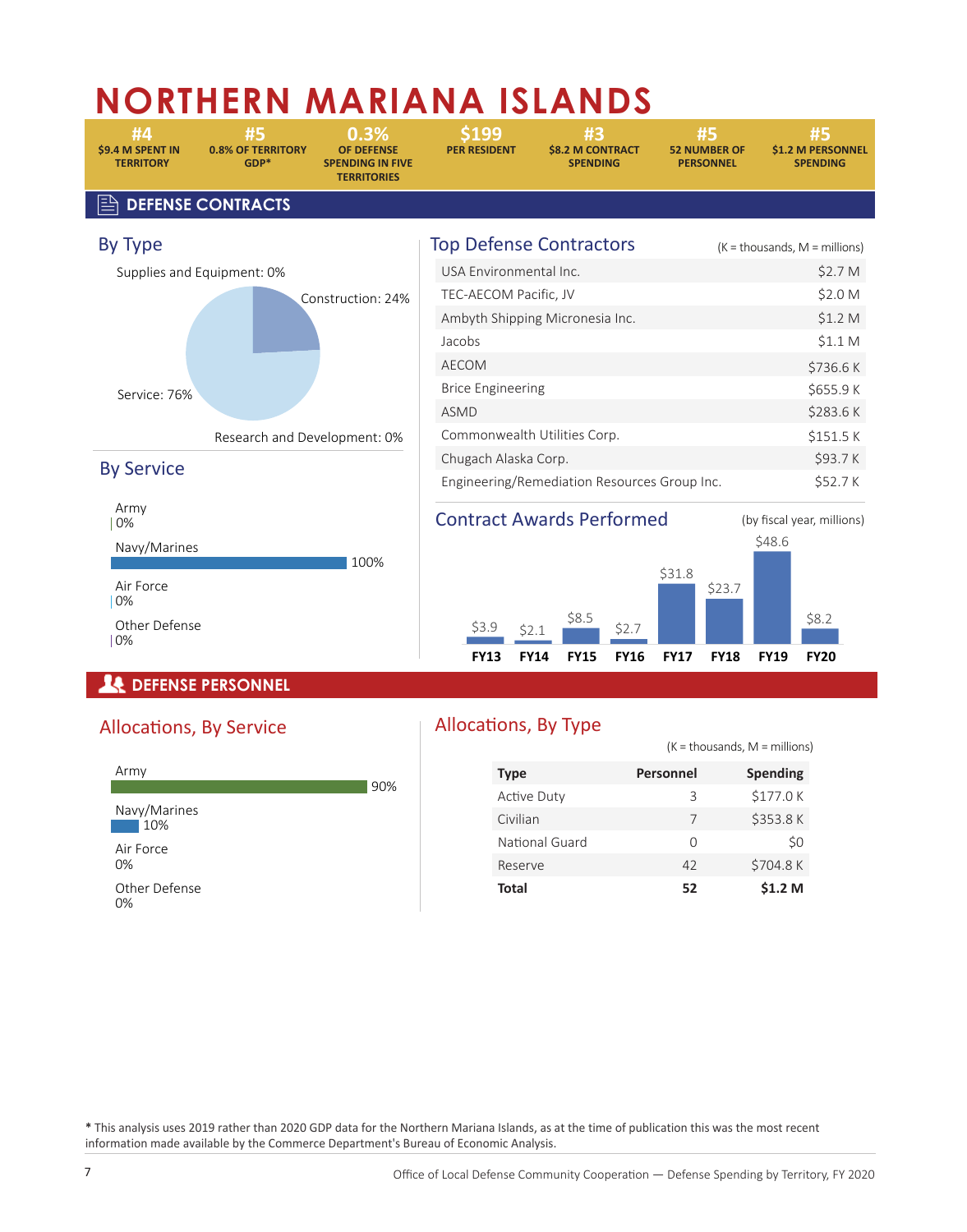# NORTHERN MARIANA ISLANDS

| #4 | #5 | 0.3% | $199 | #3 | #5 | #5 |
|---|---|---|---|---|---|---|
| $9.4 M SPENT IN TERRITORY | 0.8% OF TERRITORY GDP* | OF DEFENSE SPENDING IN FIVE TERRITORIES | PER RESIDENT | $8.2 M CONTRACT SPENDING | 52 NUMBER OF PERSONNEL | $1.2 M PERSONNEL SPENDING |

## DEFENSE CONTRACTS

### By Type

- Supplies and Equipment: 0%
- Construction: 24%
- Service: 76%
- Research and Development: 0%

### By Service

- Army: 0%
- Navy/Marines: 100%
- Air Force: 0%
- Other Defense: 0%

### Top Defense Contractors

(K = thousands, M = millions)

| Contractor | Amount |
|---|---|
| USA Environmental Inc. | $2.7 M |
| TEC-AECOM Pacific, JV | $2.0 M |
| Ambyth Shipping Micronesia Inc. | $1.2 M |
| Jacobs | $1.1 M |
| AECOM | $736.6 K |
| Brice Engineering | $655.9 K |
| ASMD | $283.6 K |
| Commonwealth Utilities Corp. | $151.5 K |
| Chugach Alaska Corp. | $93.7 K |
| Engineering/Remediation Resources Group Inc. | $52.7 K |

### Contract Awards Performed

(by fiscal year, millions)

| FY13 | FY14 | FY15 | FY16 | FY17 | FY18 | FY19 | FY20 |
|---|---|---|---|---|---|---|---|
| $3.9 | $2.1 | $8.5 | $2.7 | $31.8 | $23.7 | $48.6 | $8.2 |

## DEFENSE PERSONNEL

### Allocations, By Service

- Army: 90%
- Navy/Marines: 10%
- Air Force: 0%
- Other Defense: 0%

### Allocations, By Type

(K = thousands, M = millions)

| Type | Personnel | Spending |
|---|---|---|
| Active Duty | 3 | $177.0 K |
| Civilian | 7 | $353.8 K |
| National Guard | 0 | $0 |
| Reserve | 42 | $704.8 K |
| **Total** | **52** | **$1.2 M** |

* This analysis uses 2019 rather than 2020 GDP data for the Northern Mariana Islands, as at the time of publication this was the most recent information made available by the Commerce Department's Bureau of Economic Analysis.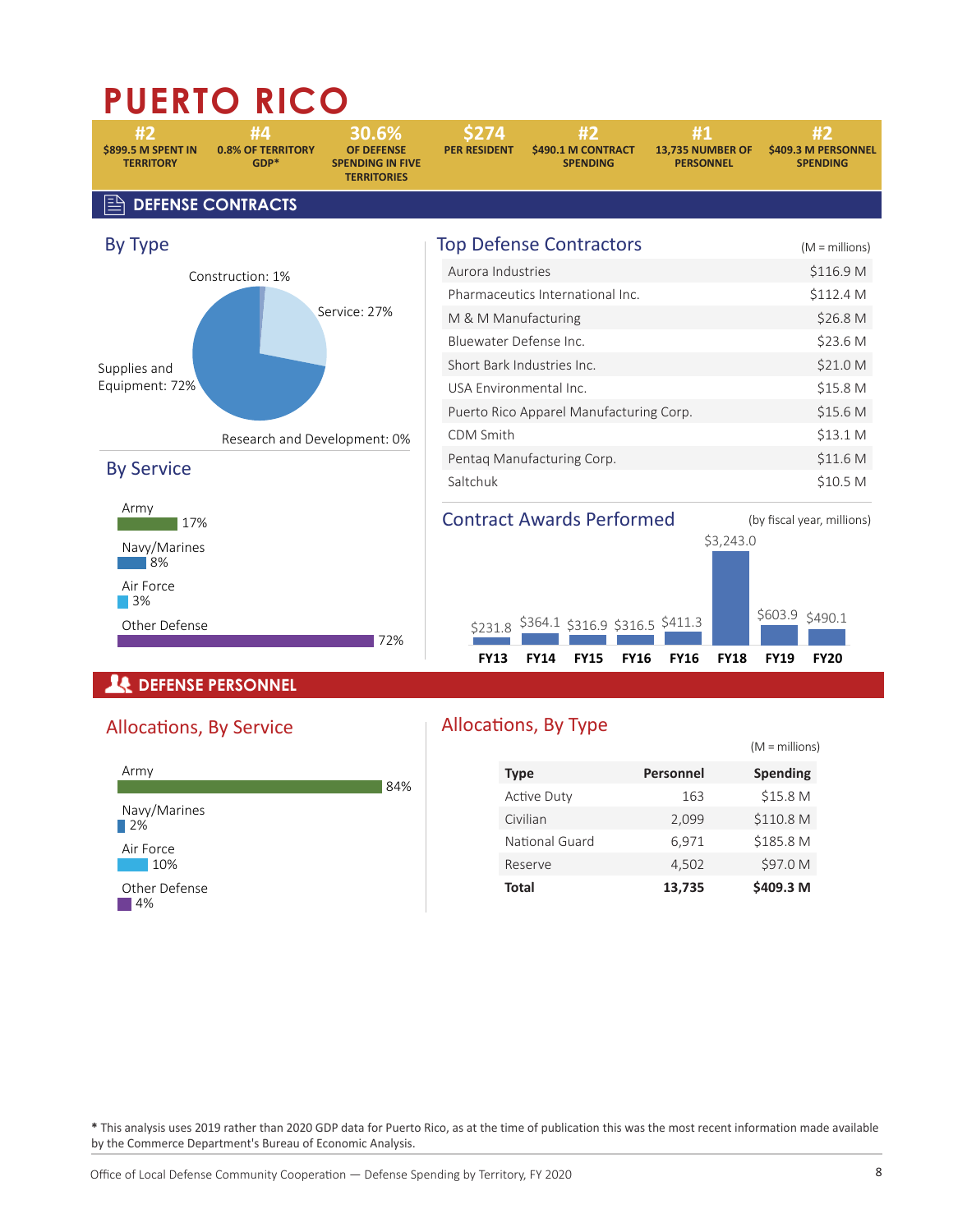# PUERTO RICO

| #2 | #4 | 30.6% | $274 | #2 | #1 | #2 |
|---|---|---|---|---|---|---|
| $899.5 M SPENT IN TERRITORY | 0.8% OF TERRITORY GDP* | OF DEFENSE SPENDING IN FIVE TERRITORIES | PER RESIDENT | $490.1 M CONTRACT SPENDING | 13,735 NUMBER OF PERSONNEL | $409.3 M PERSONNEL SPENDING |

## DEFENSE CONTRACTS

### By Type

- Construction: 1%
- Service: 27%
- Supplies and Equipment: 72%
- Research and Development: 0%

### By Service

- Army: 17%
- Navy/Marines: 8%
- Air Force: 3%
- Other Defense: 72%

### Top Defense Contractors

(M = millions)

| Contractor | Amount |
|---|---|
| Aurora Industries | $116.9 M |
| Pharmaceutics International Inc. | $112.4 M |
| M & M Manufacturing | $26.8 M |
| Bluewater Defense Inc. | $23.6 M |
| Short Bark Industries Inc. | $21.0 M |
| USA Environmental Inc. | $15.8 M |
| Puerto Rico Apparel Manufacturing Corp. | $15.6 M |
| CDM Smith | $13.1 M |
| Pentaq Manufacturing Corp. | $11.6 M |
| Saltchuk | $10.5 M |

### Contract Awards Performed

(by fiscal year, millions)

| FY13 | FY14 | FY15 | FY16 | FY16 | FY18 | FY19 | FY20 |
|---|---|---|---|---|---|---|---|
| $231.8 | $364.1 | $316.9 | $316.5 | $411.3 | $3,243.0 | $603.9 | $490.1 |

## DEFENSE PERSONNEL

### Allocations, By Service

- Army: 84%
- Navy/Marines: 2%
- Air Force: 10%
- Other Defense: 4%

### Allocations, By Type

(M = millions)

| Type | Personnel | Spending |
|---|---|---|
| Active Duty | 163 | $15.8 M |
| Civilian | 2,099 | $110.8 M |
| National Guard | 6,971 | $185.8 M |
| Reserve | 4,502 | $97.0 M |
| **Total** | **13,735** | **$409.3 M** |

**\*** This analysis uses 2019 rather than 2020 GDP data for Puerto Rico, as at the time of publication this was the most recent information made available by the Commerce Department's Bureau of Economic Analysis.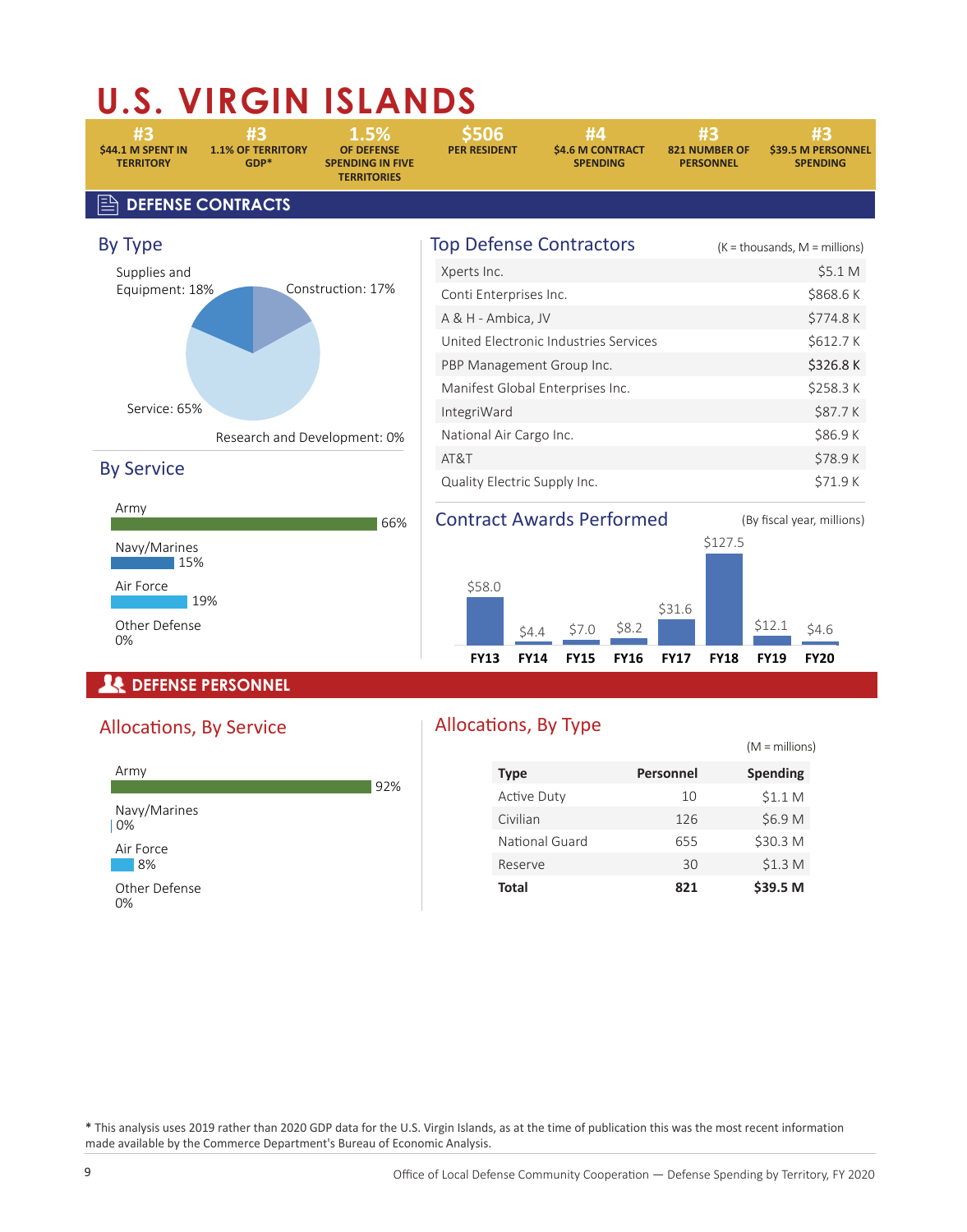# U.S. VIRGIN ISLANDS

| #3 | #3 | 1.5% | $506 | #4 | #3 | #3 |
|---|---|---|---|---|---|---|
| $44.1 M SPENT IN TERRITORY | 1.1% OF TERRITORY GDP* | OF DEFENSE SPENDING IN FIVE TERRITORIES | PER RESIDENT | $4.6 M CONTRACT SPENDING | 821 NUMBER OF PERSONNEL | $39.5 M PERSONNEL SPENDING |

## DEFENSE CONTRACTS

### By Type

- Supplies and Equipment: 18%
- Construction: 17%
- Service: 65%
- Research and Development: 0%

### By Service

| Service | Share |
|---|---|
| Army | 66% |
| Navy/Marines | 15% |
| Air Force | 19% |
| Other Defense | 0% |

### Top Defense Contractors

(K = thousands, M = millions)

| Contractor | Amount |
|---|---|
| Xperts Inc. | $5.1 M |
| Conti Enterprises Inc. | $868.6 K |
| A & H - Ambica, JV | $774.8 K |
| United Electronic Industries Services | $612.7 K |
| PBP Management Group Inc. | $326.8 K |
| Manifest Global Enterprises Inc. | $258.3 K |
| IntegriWard | $87.7 K |
| National Air Cargo Inc. | $86.9 K |
| AT&T | $78.9 K |
| Quality Electric Supply Inc. | $71.9 K |

### Contract Awards Performed

(By fiscal year, millions)

| FY13 | FY14 | FY15 | FY16 | FY17 | FY18 | FY19 | FY20 |
|---|---|---|---|---|---|---|---|
| $58.0 | $4.4 | $7.0 | $8.2 | $31.6 | $127.5 | $12.1 | $4.6 |

## DEFENSE PERSONNEL

### Allocations, By Service

| Service | Share |
|---|---|
| Army | 92% |
| Navy/Marines | 0% |
| Air Force | 8% |
| Other Defense | 0% |

### Allocations, By Type

(M = millions)

| Type | Personnel | Spending |
|---|---|---|
| Active Duty | 10 | $1.1 M |
| Civilian | 126 | $6.9 M |
| National Guard | 655 | $30.3 M |
| Reserve | 30 | $1.3 M |
| **Total** | **821** | **$39.5 M** |

* This analysis uses 2019 rather than 2020 GDP data for the U.S. Virgin Islands, as at the time of publication this was the most recent information made available by the Commerce Department's Bureau of Economic Analysis.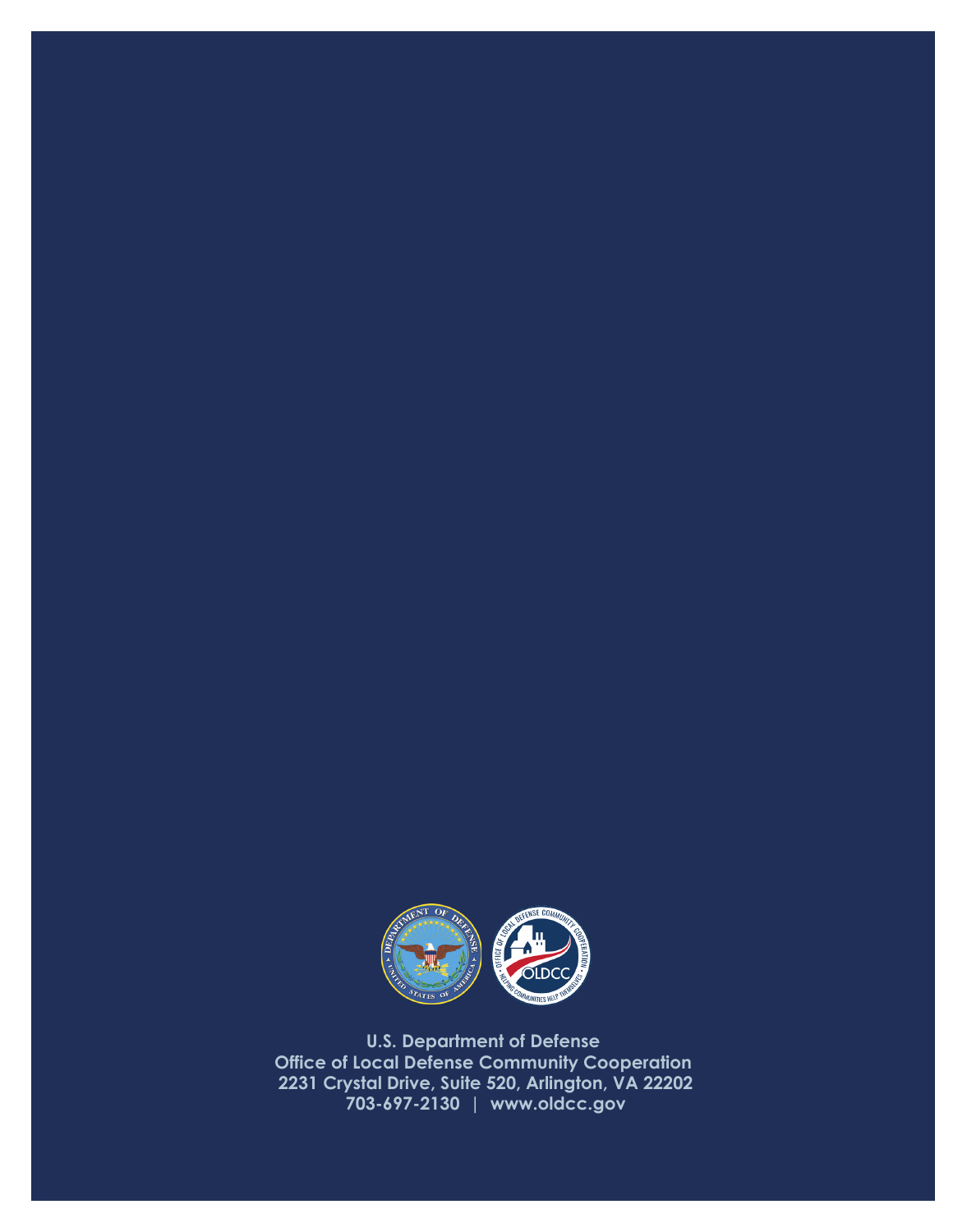**U.S. Department of Defense**
**Office of Local Defense Community Cooperation**
**2231 Crystal Drive, Suite 520, Arlington, VA 22202**
**703-697-2130 | www.oldcc.gov**